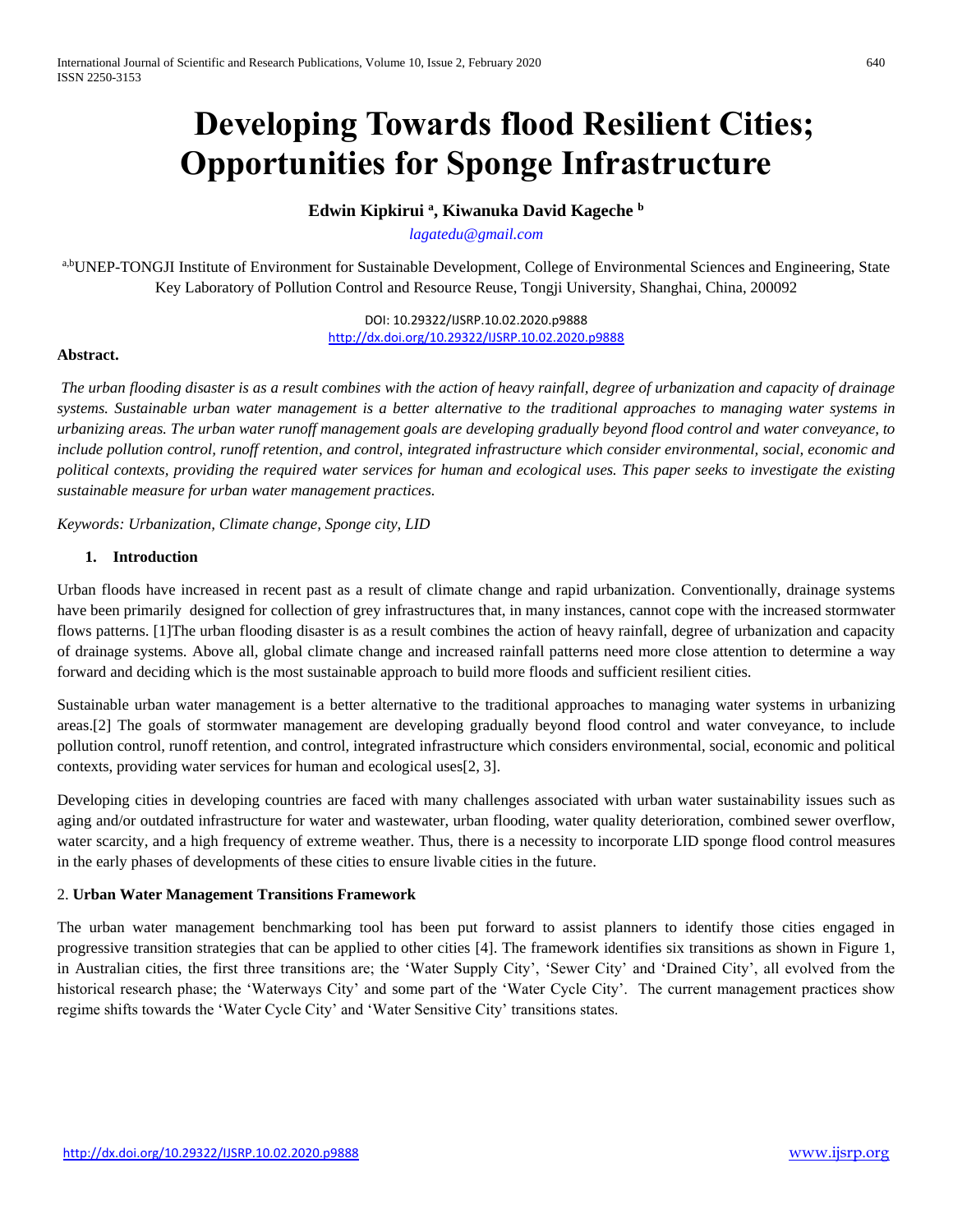# Developing Towards flood Resilient Cities; Opportunities for Sponge Infrastructure

**Edwin Kipkirui [a], Kiwanuka David Kageche [b]**

lagatedu@gmail.com

[a,b]UNEP-TONGJI Institute of Environment for Sustainable Development, College of Environmental Sciences and Engineering, State Key Laboratory of Pollution Control and Resource Reuse, Tongji University, Shanghai, China, 200092

DOI: 10.29322/IJSRP.10.02.2020.p9888
http://dx.doi.org/10.29322/IJSRP.10.02.2020.p9888

**Abstract.**

*The urban flooding disaster is as a result combines with the action of heavy rainfall, degree of urbanization and capacity of drainage systems. Sustainable urban water management is a better alternative to the traditional approaches to managing water systems in urbanizing areas. The urban water runoff management goals are developing gradually beyond flood control and water conveyance, to include pollution control, runoff retention, and control, integrated infrastructure which consider environmental, social, economic and political contexts, providing the required water services for human and ecological uses. This paper seeks to investigate the existing sustainable measure for urban water management practices.*

*Keywords: Urbanization, Climate change, Sponge city, LID*

## 1. Introduction

Urban floods have increased in recent past as a result of climate change and rapid urbanization. Conventionally, drainage systems have been primarily designed for collection of grey infrastructures that, in many instances, cannot cope with the increased stormwater flows patterns. [1]The urban flooding disaster is as a result combines the action of heavy rainfall, degree of urbanization and capacity of drainage systems. Above all, global climate change and increased rainfall patterns need more close attention to determine a way forward and deciding which is the most sustainable approach to build more floods and sufficient resilient cities.

Sustainable urban water management is a better alternative to the traditional approaches to managing water systems in urbanizing areas.[2] The goals of stormwater management are developing gradually beyond flood control and water conveyance, to include pollution control, runoff retention, and control, integrated infrastructure which considers environmental, social, economic and political contexts, providing water services for human and ecological uses[2, 3].

Developing cities in developing countries are faced with many challenges associated with urban water sustainability issues such as aging and/or outdated infrastructure for water and wastewater, urban flooding, water quality deterioration, combined sewer overflow, water scarcity, and a high frequency of extreme weather. Thus, there is a necessity to incorporate LID sponge flood control measures in the early phases of developments of these cities to ensure livable cities in the future.

## 2. Urban Water Management Transitions Framework

The urban water management benchmarking tool has been put forward to assist planners to identify those cities engaged in progressive transition strategies that can be applied to other cities [4]. The framework identifies six transitions as shown in Figure 1, in Australian cities, the first three transitions are; the 'Water Supply City', 'Sewer City' and 'Drained City', all evolved from the historical research phase; the 'Waterways City' and some part of the 'Water Cycle City'. The current management practices show regime shifts towards the 'Water Cycle City' and 'Water Sensitive City' transitions states.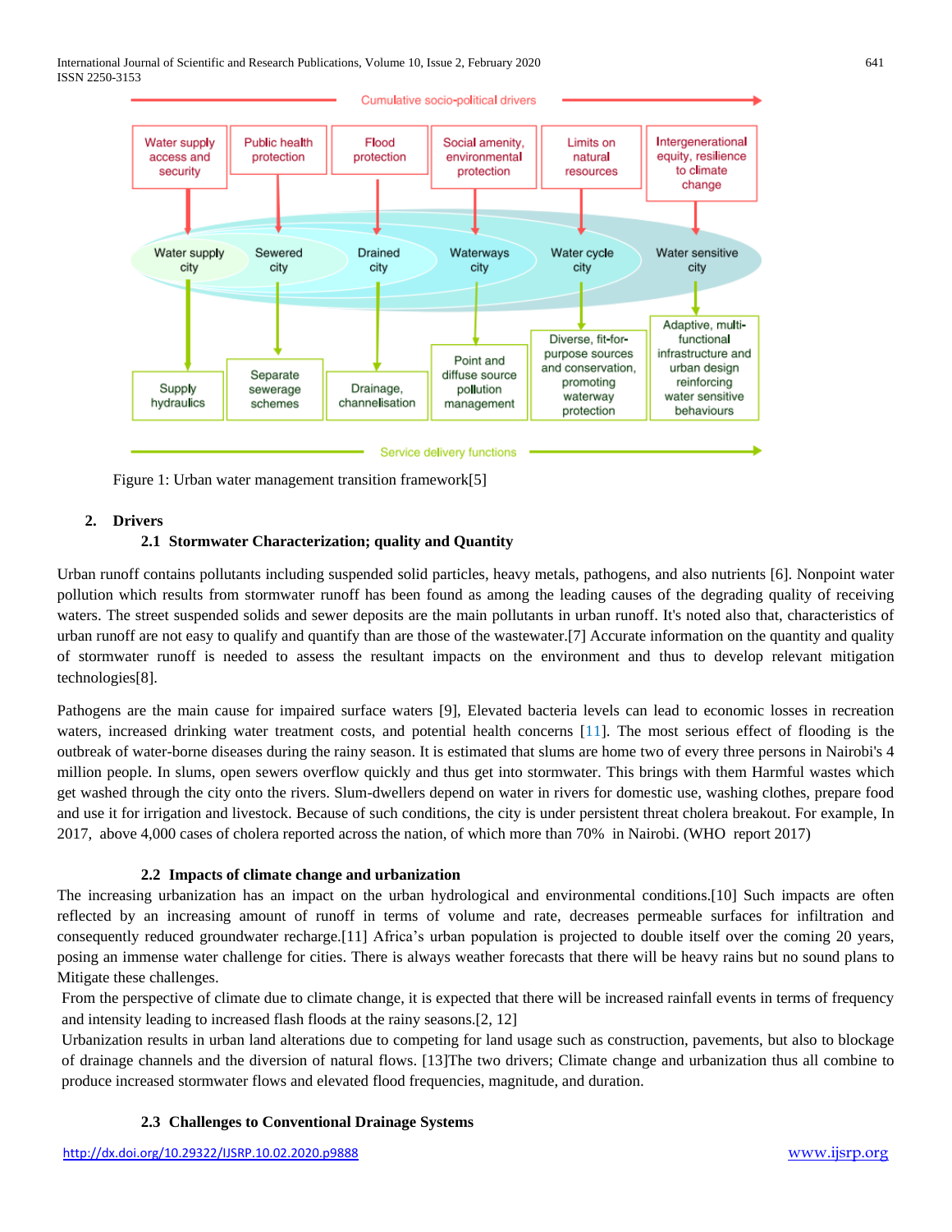Cumulative socio-political drivers

| Water supply access and security | Public health protection | Flood protection | Social amenity, environmental protection | Limits on natural resources | Intergenerational equity, resilience to climate change |
|---|---|---|---|---|---|
| Water supply city | Sewered city | Drained city | Waterways city | Water cycle city | Water sensitive city |
| Supply hydraulics | Separate sewerage schemes | Drainage, channelisation | Point and diffuse source pollution management | Diverse, fit-for-purpose sources and conservation, promoting waterway protection | Adaptive, multi-functional infrastructure and urban design reinforcing water sensitive behaviours |

Service delivery functions

Figure 1: Urban water management transition framework[5]

## 2. Drivers

### 2.1 Stormwater Characterization; quality and Quantity

Urban runoff contains pollutants including suspended solid particles, heavy metals, pathogens, and also nutrients [6]. Nonpoint water pollution which results from stormwater runoff has been found as among the leading causes of the degrading quality of receiving waters. The street suspended solids and sewer deposits are the main pollutants in urban runoff. It's noted also that, characteristics of urban runoff are not easy to qualify and quantify than are those of the wastewater.[7] Accurate information on the quantity and quality of stormwater runoff is needed to assess the resultant impacts on the environment and thus to develop relevant mitigation technologies[8].

Pathogens are the main cause for impaired surface waters [9], Elevated bacteria levels can lead to economic losses in recreation waters, increased drinking water treatment costs, and potential health concerns [11]. The most serious effect of flooding is the outbreak of water-borne diseases during the rainy season. It is estimated that slums are home two of every three persons in Nairobi's 4 million people. In slums, open sewers overflow quickly and thus get into stormwater. This brings with them Harmful wastes which get washed through the city onto the rivers. Slum-dwellers depend on water in rivers for domestic use, washing clothes, prepare food and use it for irrigation and livestock. Because of such conditions, the city is under persistent threat cholera breakout. For example, In 2017, above 4,000 cases of cholera reported across the nation, of which more than 70% in Nairobi. (WHO report 2017)

### 2.2 Impacts of climate change and urbanization

The increasing urbanization has an impact on the urban hydrological and environmental conditions.[10] Such impacts are often reflected by an increasing amount of runoff in terms of volume and rate, decreases permeable surfaces for infiltration and consequently reduced groundwater recharge.[11] Africa's urban population is projected to double itself over the coming 20 years, posing an immense water challenge for cities. There is always weather forecasts that there will be heavy rains but no sound plans to Mitigate these challenges.

From the perspective of climate due to climate change, it is expected that there will be increased rainfall events in terms of frequency and intensity leading to increased flash floods at the rainy seasons.[2, 12]

Urbanization results in urban land alterations due to competing for land usage such as construction, pavements, but also to blockage of drainage channels and the diversion of natural flows. [13]The two drivers; Climate change and urbanization thus all combine to produce increased stormwater flows and elevated flood frequencies, magnitude, and duration.

### 2.3 Challenges to Conventional Drainage Systems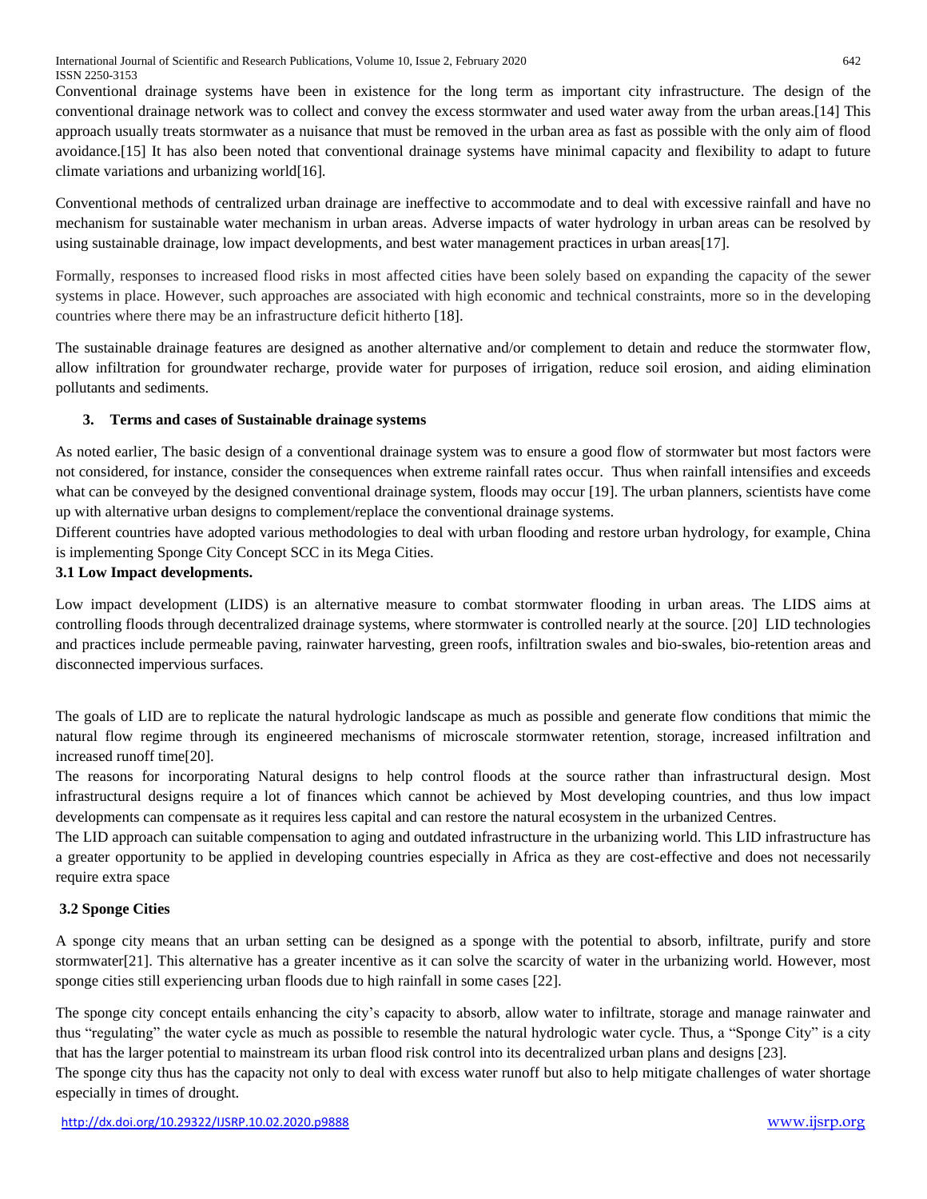Conventional drainage systems have been in existence for the long term as important city infrastructure. The design of the conventional drainage network was to collect and convey the excess stormwater and used water away from the urban areas.[14] This approach usually treats stormwater as a nuisance that must be removed in the urban area as fast as possible with the only aim of flood avoidance.[15] It has also been noted that conventional drainage systems have minimal capacity and flexibility to adapt to future climate variations and urbanizing world[16].

Conventional methods of centralized urban drainage are ineffective to accommodate and to deal with excessive rainfall and have no mechanism for sustainable water mechanism in urban areas. Adverse impacts of water hydrology in urban areas can be resolved by using sustainable drainage, low impact developments, and best water management practices in urban areas[17].

Formally, responses to increased flood risks in most affected cities have been solely based on expanding the capacity of the sewer systems in place. However, such approaches are associated with high economic and technical constraints, more so in the developing countries where there may be an infrastructure deficit hitherto [18].

The sustainable drainage features are designed as another alternative and/or complement to detain and reduce the stormwater flow, allow infiltration for groundwater recharge, provide water for purposes of irrigation, reduce soil erosion, and aiding elimination pollutants and sediments.

## 3. Terms and cases of Sustainable drainage systems

As noted earlier, The basic design of a conventional drainage system was to ensure a good flow of stormwater but most factors were not considered, for instance, consider the consequences when extreme rainfall rates occur. Thus when rainfall intensifies and exceeds what can be conveyed by the designed conventional drainage system, floods may occur [19]. The urban planners, scientists have come up with alternative urban designs to complement/replace the conventional drainage systems.

Different countries have adopted various methodologies to deal with urban flooding and restore urban hydrology, for example, China is implementing Sponge City Concept SCC in its Mega Cities.

### 3.1 Low Impact developments.

Low impact development (LIDS) is an alternative measure to combat stormwater flooding in urban areas. The LIDS aims at controlling floods through decentralized drainage systems, where stormwater is controlled nearly at the source. [20] LID technologies and practices include permeable paving, rainwater harvesting, green roofs, infiltration swales and bio-swales, bio-retention areas and disconnected impervious surfaces.

The goals of LID are to replicate the natural hydrologic landscape as much as possible and generate flow conditions that mimic the natural flow regime through its engineered mechanisms of microscale stormwater retention, storage, increased infiltration and increased runoff time[20].

The reasons for incorporating Natural designs to help control floods at the source rather than infrastructural design. Most infrastructural designs require a lot of finances which cannot be achieved by Most developing countries, and thus low impact developments can compensate as it requires less capital and can restore the natural ecosystem in the urbanized Centres.

The LID approach can suitable compensation to aging and outdated infrastructure in the urbanizing world. This LID infrastructure has a greater opportunity to be applied in developing countries especially in Africa as they are cost-effective and does not necessarily require extra space

### 3.2 Sponge Cities

A sponge city means that an urban setting can be designed as a sponge with the potential to absorb, infiltrate, purify and store stormwater[21]. This alternative has a greater incentive as it can solve the scarcity of water in the urbanizing world. However, most sponge cities still experiencing urban floods due to high rainfall in some cases [22].

The sponge city concept entails enhancing the city's capacity to absorb, allow water to infiltrate, storage and manage rainwater and thus "regulating" the water cycle as much as possible to resemble the natural hydrologic water cycle. Thus, a "Sponge City" is a city that has the larger potential to mainstream its urban flood risk control into its decentralized urban plans and designs [23].

The sponge city thus has the capacity not only to deal with excess water runoff but also to help mitigate challenges of water shortage especially in times of drought.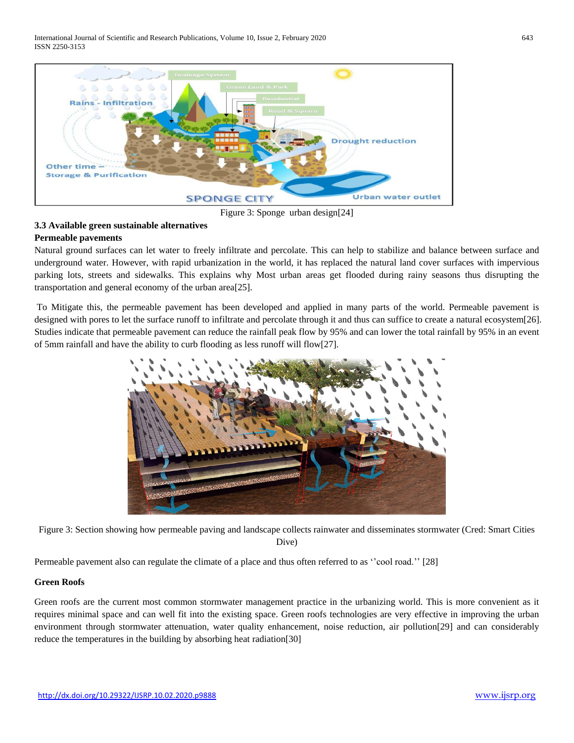Figure 3: Sponge urban design[24]

**3.3 Available green sustainable alternatives**

**Permeable pavements**

Natural ground surfaces can let water to freely infiltrate and percolate. This can help to stabilize and balance between surface and underground water. However, with rapid urbanization in the world, it has replaced the natural land cover surfaces with impervious parking lots, streets and sidewalks. This explains why Most urban areas get flooded during rainy seasons thus disrupting the transportation and general economy of the urban area[25].

To Mitigate this, the permeable pavement has been developed and applied in many parts of the world. Permeable pavement is designed with pores to let the surface runoff to infiltrate and percolate through it and thus can suffice to create a natural ecosystem[26]. Studies indicate that permeable pavement can reduce the rainfall peak flow by 95% and can lower the total rainfall by 95% in an event of 5mm rainfall and have the ability to curb flooding as less runoff will flow[27].

Figure 3: Section showing how permeable paving and landscape collects rainwater and disseminates stormwater (Cred: Smart Cities Dive)

Permeable pavement also can regulate the climate of a place and thus often referred to as ''cool road.'' [28]

**Green Roofs**

Green roofs are the current most common stormwater management practice in the urbanizing world. This is more convenient as it requires minimal space and can well fit into the existing space. Green roofs technologies are very effective in improving the urban environment through stormwater attenuation, water quality enhancement, noise reduction, air pollution[29] and can considerably reduce the temperatures in the building by absorbing heat radiation[30]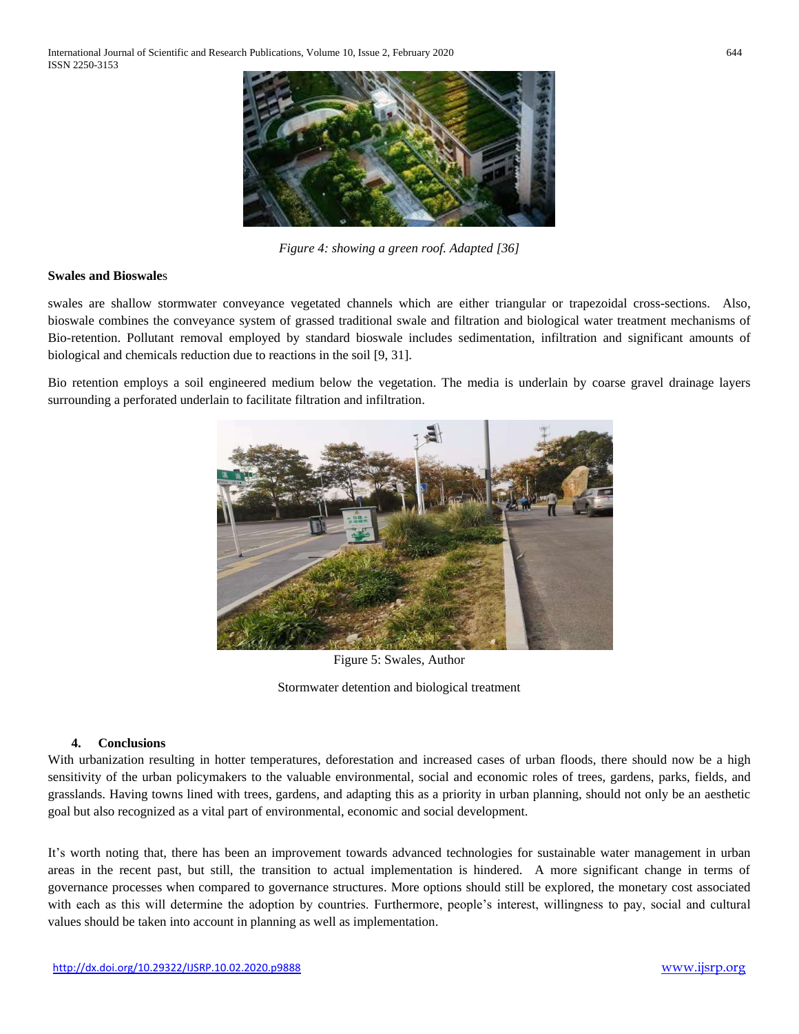*Figure 4: showing a green roof. Adapted [36]*

**Swales and Bioswales**

swales are shallow stormwater conveyance vegetated channels which are either triangular or trapezoidal cross-sections. Also, bioswale combines the conveyance system of grassed traditional swale and filtration and biological water treatment mechanisms of Bio-retention. Pollutant removal employed by standard bioswale includes sedimentation, infiltration and significant amounts of biological and chemicals reduction due to reactions in the soil [9, 31].

Bio retention employs a soil engineered medium below the vegetation. The media is underlain by coarse gravel drainage layers surrounding a perforated underlain to facilitate filtration and infiltration.

Figure 5: Swales, Author

Stormwater detention and biological treatment

## 4. Conclusions

With urbanization resulting in hotter temperatures, deforestation and increased cases of urban floods, there should now be a high sensitivity of the urban policymakers to the valuable environmental, social and economic roles of trees, gardens, parks, fields, and grasslands. Having towns lined with trees, gardens, and adapting this as a priority in urban planning, should not only be an aesthetic goal but also recognized as a vital part of environmental, economic and social development.

It's worth noting that, there has been an improvement towards advanced technologies for sustainable water management in urban areas in the recent past, but still, the transition to actual implementation is hindered. A more significant change in terms of governance processes when compared to governance structures. More options should still be explored, the monetary cost associated with each as this will determine the adoption by countries. Furthermore, people's interest, willingness to pay, social and cultural values should be taken into account in planning as well as implementation.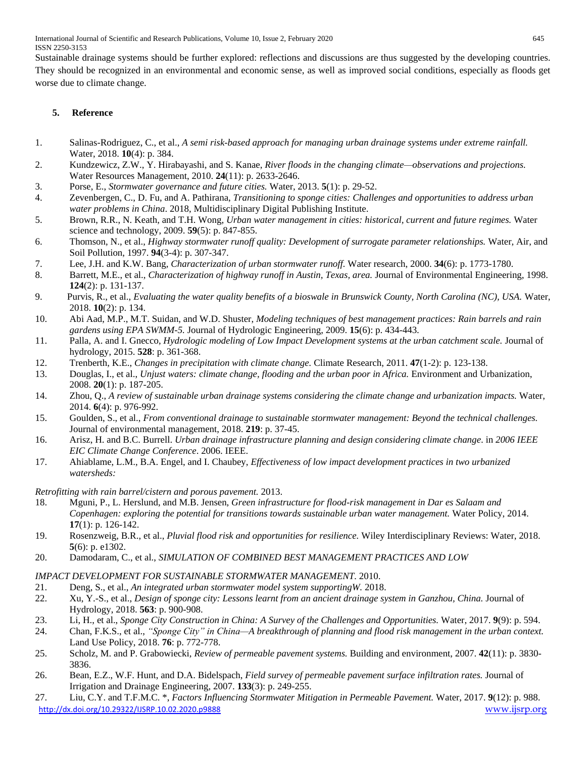Sustainable drainage systems should be further explored: reflections and discussions are thus suggested by the developing countries. They should be recognized in an environmental and economic sense, as well as improved social conditions, especially as floods get worse due to climate change.

## 5. Reference

1. Salinas-Rodriguez, C., et al., *A semi risk-based approach for managing urban drainage systems under extreme rainfall.* Water, 2018. **10**(4): p. 384.
2. Kundzewicz, Z.W., Y. Hirabayashi, and S. Kanae, *River floods in the changing climate—observations and projections.* Water Resources Management, 2010. **24**(11): p. 2633-2646.
3. Porse, E., *Stormwater governance and future cities.* Water, 2013. **5**(1): p. 29-52.
4. Zevenbergen, C., D. Fu, and A. Pathirana, *Transitioning to sponge cities: Challenges and opportunities to address urban water problems in China*. 2018, Multidisciplinary Digital Publishing Institute.
5. Brown, R.R., N. Keath, and T.H. Wong, *Urban water management in cities: historical, current and future regimes.* Water science and technology, 2009. **59**(5): p. 847-855.
6. Thomson, N., et al., *Highway stormwater runoff quality: Development of surrogate parameter relationships.* Water, Air, and Soil Pollution, 1997. **94**(3-4): p. 307-347.
7. Lee, J.H. and K.W. Bang, *Characterization of urban stormwater runoff.* Water research, 2000. **34**(6): p. 1773-1780.
8. Barrett, M.E., et al., *Characterization of highway runoff in Austin, Texas, area.* Journal of Environmental Engineering, 1998. **124**(2): p. 131-137.
9. Purvis, R., et al., *Evaluating the water quality benefits of a bioswale in Brunswick County, North Carolina (NC), USA.* Water, 2018. **10**(2): p. 134.
10. Abi Aad, M.P., M.T. Suidan, and W.D. Shuster, *Modeling techniques of best management practices: Rain barrels and rain gardens using EPA SWMM-5.* Journal of Hydrologic Engineering, 2009. **15**(6): p. 434-443.
11. Palla, A. and I. Gnecco, *Hydrologic modeling of Low Impact Development systems at the urban catchment scale.* Journal of hydrology, 2015. **528**: p. 361-368.
12. Trenberth, K.E., *Changes in precipitation with climate change.* Climate Research, 2011. **47**(1-2): p. 123-138.
13. Douglas, I., et al., *Unjust waters: climate change, flooding and the urban poor in Africa.* Environment and Urbanization, 2008. **20**(1): p. 187-205.
14. Zhou, Q., *A review of sustainable urban drainage systems considering the climate change and urbanization impacts.* Water, 2014. **6**(4): p. 976-992.
15. Goulden, S., et al., *From conventional drainage to sustainable stormwater management: Beyond the technical challenges.* Journal of environmental management, 2018. **219**: p. 37-45.
16. Arisz, H. and B.C. Burrell. *Urban drainage infrastructure planning and design considering climate change*. in *2006 IEEE EIC Climate Change Conference*. 2006. IEEE.
17. Ahiablame, L.M., B.A. Engel, and I. Chaubey, *Effectiveness of low impact development practices in two urbanized watersheds: Retrofitting with rain barrel/cistern and porous pavement.* 2013.
18. Mguni, P., L. Herslund, and M.B. Jensen, *Green infrastructure for flood-risk management in Dar es Salaam and Copenhagen: exploring the potential for transitions towards sustainable urban water management.* Water Policy, 2014. **17**(1): p. 126-142.
19. Rosenzweig, B.R., et al., *Pluvial flood risk and opportunities for resilience.* Wiley Interdisciplinary Reviews: Water, 2018. **5**(6): p. e1302.
20. Damodaram, C., et al., *SIMULATION OF COMBINED BEST MANAGEMENT PRACTICES AND LOW IMPACT DEVELOPMENT FOR SUSTAINABLE STORMWATER MANAGEMENT.* 2010.
21. Deng, S., et al., *An integrated urban stormwater model system supportingW.* 2018.
22. Xu, Y.-S., et al., *Design of sponge city: Lessons learnt from an ancient drainage system in Ganzhou, China.* Journal of Hydrology, 2018. **563**: p. 900-908.
23. Li, H., et al., *Sponge City Construction in China: A Survey of the Challenges and Opportunities.* Water, 2017. **9**(9): p. 594.
24. Chan, F.K.S., et al., *"Sponge City" in China—A breakthrough of planning and flood risk management in the urban context.* Land Use Policy, 2018. **76**: p. 772-778.
25. Scholz, M. and P. Grabowiecki, *Review of permeable pavement systems.* Building and environment, 2007. **42**(11): p. 3830-3836.
26. Bean, E.Z., W.F. Hunt, and D.A. Bidelspach, *Field survey of permeable pavement surface infiltration rates.* Journal of Irrigation and Drainage Engineering, 2007. **133**(3): p. 249-255.
27. Liu, C.Y. and T.F.M.C. *, *Factors Influencing Stormwater Mitigation in Permeable Pavement.* Water, 2017. **9**(12): p. 988.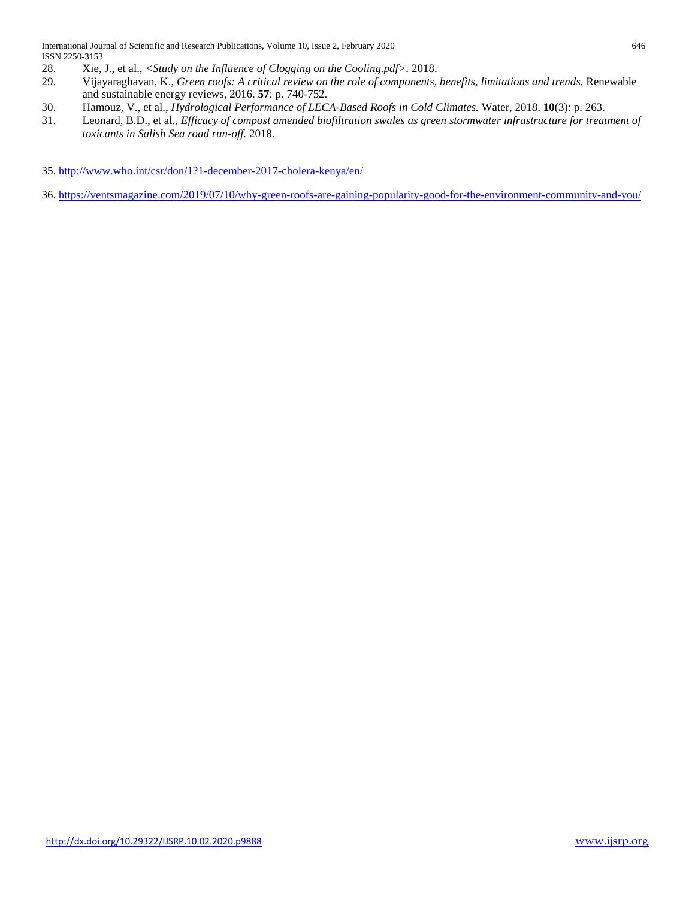28. Xie, J., et al., *<Study on the Influence of Clogging on the Cooling.pdf>*. 2018.
29. Vijayaraghavan, K., *Green roofs: A critical review on the role of components, benefits, limitations and trends.* Renewable and sustainable energy reviews, 2016. **57**: p. 740-752.
30. Hamouz, V., et al., *Hydrological Performance of LECA-Based Roofs in Cold Climates.* Water, 2018. **10**(3): p. 263.
31. Leonard, B.D., et al., *Efficacy of compost amended biofiltration swales as green stormwater infrastructure for treatment of toxicants in Salish Sea road run-off.* 2018.

35. http://www.who.int/csr/don/1?1-december-2017-cholera-kenya/en/

36. https://ventsmagazine.com/2019/07/10/why-green-roofs-are-gaining-popularity-good-for-the-environment-community-and-you/